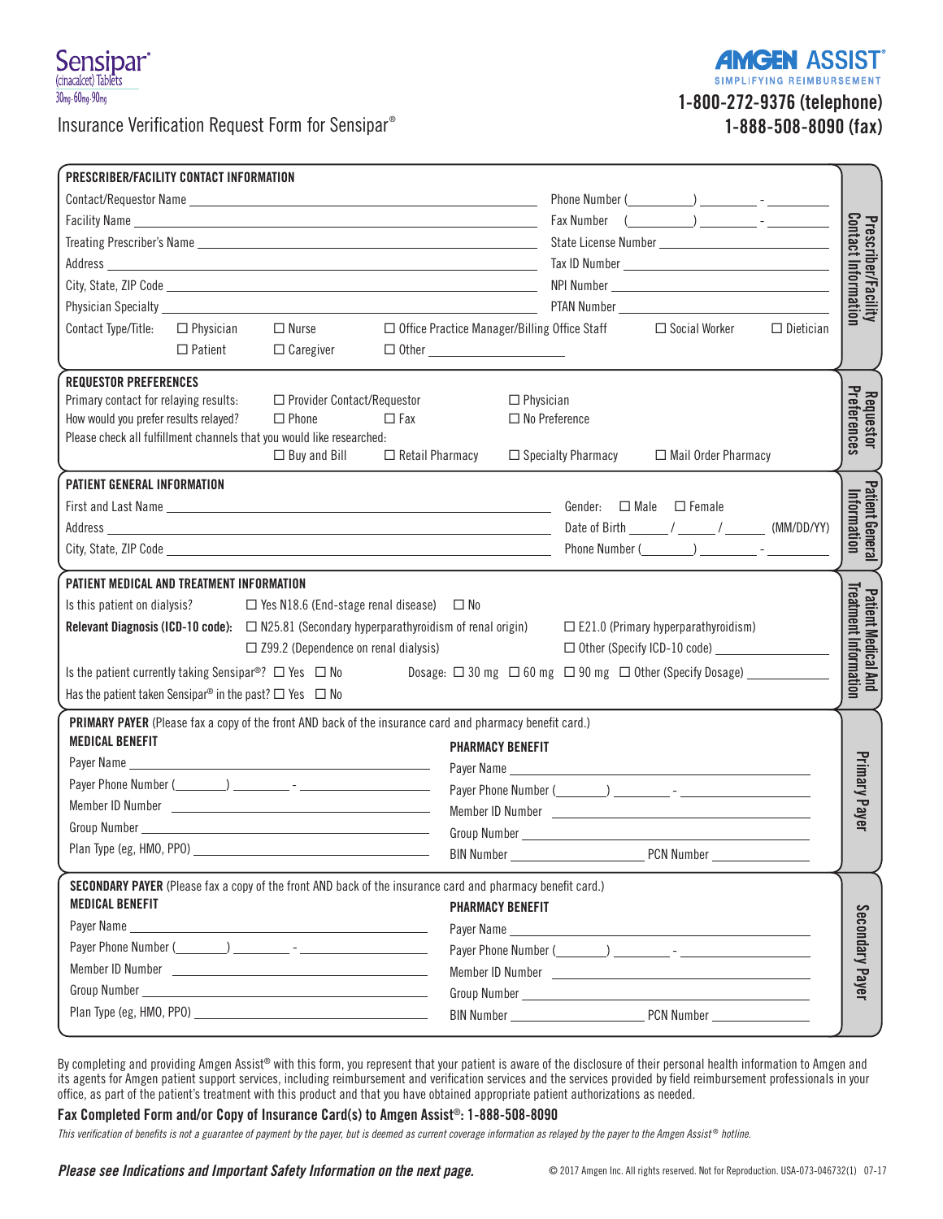Sensipar® (cinacalcet) Tablets 30mg·60mg·90mg

AMGEN ASSIST® SIMPLIFYING REIMBURSEMENT

**1-800-272-9376 (telephone)**
**1-888-508-8090 (fax)**

# Insurance Verification Request Form for Sensipar®

## PRESCRIBER/FACILITY CONTACT INFORMATION

Contact/Requestor Name ____________________ Phone Number (______) ______ - ______

Facility Name ____________________ Fax Number (______) ______ - ______

Treating Prescriber's Name ____________________ State License Number ____________________

Address ____________________ Tax ID Number ____________________

City, State, ZIP Code ____________________ NPI Number ____________________

Physician Specialty ____________________ PTAN Number ____________________

Contact Type/Title: ☐ Physician ☐ Nurse ☐ Office Practice Manager/Billing Office Staff ☐ Social Worker ☐ Dietician ☐ Patient ☐ Caregiver ☐ Other ____________

## REQUESTOR PREFERENCES

Primary contact for relaying results: ☐ Provider Contact/Requestor ☐ Physician

How would you prefer results relayed? ☐ Phone ☐ Fax ☐ No Preference

Please check all fulfillment channels that you would like researched:
☐ Buy and Bill ☐ Retail Pharmacy ☐ Specialty Pharmacy ☐ Mail Order Pharmacy

## PATIENT GENERAL INFORMATION

First and Last Name ____________________ Gender: ☐ Male ☐ Female

Address ____________________ Date of Birth ____ / ____ / ____ (MM/DD/YY)

City, State, ZIP Code ____________________ Phone Number (______) ______ - ______

## PATIENT MEDICAL AND TREATMENT INFORMATION

Is this patient on dialysis? ☐ Yes N18.6 (End-stage renal disease) ☐ No

**Relevant Diagnosis (ICD-10 code):** ☐ N25.81 (Secondary hyperparathyroidism of renal origin) ☐ E21.0 (Primary hyperparathyroidism) ☐ Z99.2 (Dependence on renal dialysis) ☐ Other (Specify ICD-10 code) ____________

Is the patient currently taking Sensipar®? ☐ Yes ☐ No Dosage: ☐ 30 mg ☐ 60 mg ☐ 90 mg ☐ Other (Specify Dosage) ____________

Has the patient taken Sensipar® in the past? ☐ Yes ☐ No

## PRIMARY PAYER

**PRIMARY PAYER** (Please fax a copy of the front AND back of the insurance card and pharmacy benefit card.)

**MEDICAL BENEFIT**

Payer Name ____________________

Payer Phone Number (______) ______ - ______

Member ID Number ____________________

Group Number ____________________

Plan Type (eg, HMO, PPO) ____________________

**PHARMACY BENEFIT**

Payer Name ____________________

Payer Phone Number (______) ______ - ______

Member ID Number ____________________

Group Number ____________________

BIN Number ____________ PCN Number ____________

## SECONDARY PAYER

**SECONDARY PAYER** (Please fax a copy of the front AND back of the insurance card and pharmacy benefit card.)

**MEDICAL BENEFIT**

Payer Name ____________________

Payer Phone Number (______) ______ - ______

Member ID Number ____________________

Group Number ____________________

Plan Type (eg, HMO, PPO) ____________________

**PHARMACY BENEFIT**

Payer Name ____________________

Payer Phone Number (______) ______ - ______

Member ID Number ____________________

Group Number ____________________

BIN Number ____________ PCN Number ____________

By completing and providing Amgen Assist® with this form, you represent that your patient is aware of the disclosure of their personal health information to Amgen and its agents for Amgen patient support services, including reimbursement and verification services and the services provided by field reimbursement professionals in your office, as part of the patient's treatment with this product and that you have obtained appropriate patient authorizations as needed.

**Fax Completed Form and/or Copy of Insurance Card(s) to Amgen Assist®: 1-888-508-8090**

*This verification of benefits is not a guarantee of payment by the payer, but is deemed as current coverage information as relayed by the payer to the Amgen Assist® hotline.*

***Please see Indications and Important Safety Information on the next page.***

© 2017 Amgen Inc. All rights reserved. Not for Reproduction. USA-073-046732(1) 07-17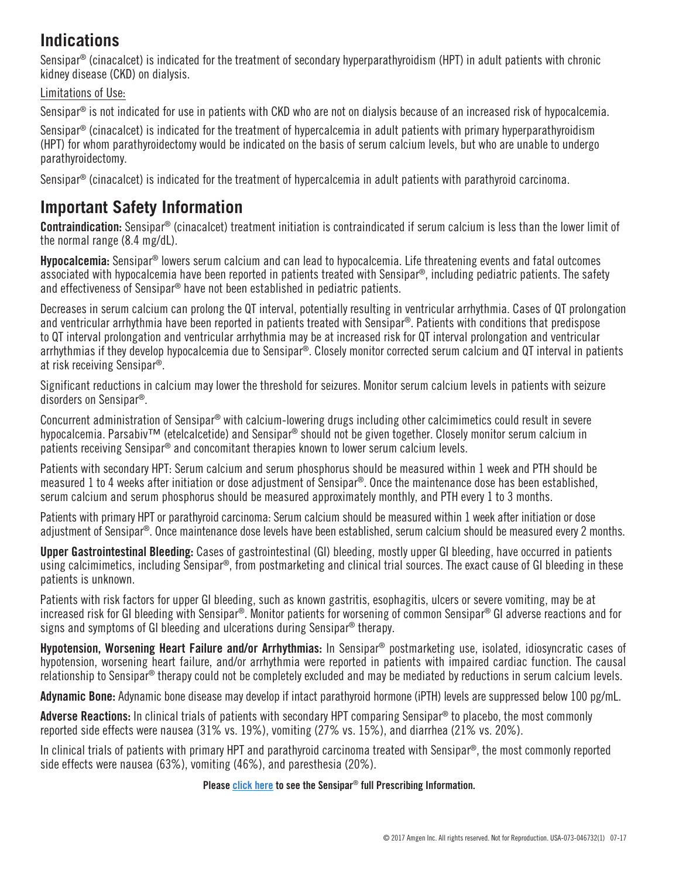## Indications

Sensipar® (cinacalcet) is indicated for the treatment of secondary hyperparathyroidism (HPT) in adult patients with chronic kidney disease (CKD) on dialysis.

Limitations of Use:

Sensipar® is not indicated for use in patients with CKD who are not on dialysis because of an increased risk of hypocalcemia.

Sensipar® (cinacalcet) is indicated for the treatment of hypercalcemia in adult patients with primary hyperparathyroidism (HPT) for whom parathyroidectomy would be indicated on the basis of serum calcium levels, but who are unable to undergo parathyroidectomy.

Sensipar® (cinacalcet) is indicated for the treatment of hypercalcemia in adult patients with parathyroid carcinoma.

## Important Safety Information

**Contraindication:** Sensipar® (cinacalcet) treatment initiation is contraindicated if serum calcium is less than the lower limit of the normal range (8.4 mg/dL).

**Hypocalcemia:** Sensipar® lowers serum calcium and can lead to hypocalcemia. Life threatening events and fatal outcomes associated with hypocalcemia have been reported in patients treated with Sensipar®, including pediatric patients. The safety and effectiveness of Sensipar® have not been established in pediatric patients.

Decreases in serum calcium can prolong the QT interval, potentially resulting in ventricular arrhythmia. Cases of QT prolongation and ventricular arrhythmia have been reported in patients treated with Sensipar®. Patients with conditions that predispose to QT interval prolongation and ventricular arrhythmia may be at increased risk for QT interval prolongation and ventricular arrhythmias if they develop hypocalcemia due to Sensipar®. Closely monitor corrected serum calcium and QT interval in patients at risk receiving Sensipar®.

Significant reductions in calcium may lower the threshold for seizures. Monitor serum calcium levels in patients with seizure disorders on Sensipar®.

Concurrent administration of Sensipar® with calcium-lowering drugs including other calcimimetics could result in severe hypocalcemia. Parsabiv™ (etelcalcetide) and Sensipar® should not be given together. Closely monitor serum calcium in patients receiving Sensipar® and concomitant therapies known to lower serum calcium levels.

Patients with secondary HPT: Serum calcium and serum phosphorus should be measured within 1 week and PTH should be measured 1 to 4 weeks after initiation or dose adjustment of Sensipar®. Once the maintenance dose has been established, serum calcium and serum phosphorus should be measured approximately monthly, and PTH every 1 to 3 months.

Patients with primary HPT or parathyroid carcinoma: Serum calcium should be measured within 1 week after initiation or dose adjustment of Sensipar®. Once maintenance dose levels have been established, serum calcium should be measured every 2 months.

**Upper Gastrointestinal Bleeding:** Cases of gastrointestinal (GI) bleeding, mostly upper GI bleeding, have occurred in patients using calcimimetics, including Sensipar®, from postmarketing and clinical trial sources. The exact cause of GI bleeding in these patients is unknown.

Patients with risk factors for upper GI bleeding, such as known gastritis, esophagitis, ulcers or severe vomiting, may be at increased risk for GI bleeding with Sensipar®. Monitor patients for worsening of common Sensipar® GI adverse reactions and for signs and symptoms of GI bleeding and ulcerations during Sensipar® therapy.

**Hypotension, Worsening Heart Failure and/or Arrhythmias:** In Sensipar® postmarketing use, isolated, idiosyncratic cases of hypotension, worsening heart failure, and/or arrhythmia were reported in patients with impaired cardiac function. The causal relationship to Sensipar® therapy could not be completely excluded and may be mediated by reductions in serum calcium levels.

**Adynamic Bone:** Adynamic bone disease may develop if intact parathyroid hormone (iPTH) levels are suppressed below 100 pg/mL.

**Adverse Reactions:** In clinical trials of patients with secondary HPT comparing Sensipar® to placebo, the most commonly reported side effects were nausea (31% vs. 19%), vomiting (27% vs. 15%), and diarrhea (21% vs. 20%).

In clinical trials of patients with primary HPT and parathyroid carcinoma treated with Sensipar®, the most commonly reported side effects were nausea (63%), vomiting (46%), and paresthesia (20%).

**Please click here to see the Sensipar® full Prescribing Information.**

© 2017 Amgen Inc. All rights reserved. Not for Reproduction. USA-073-046732(1) 07-17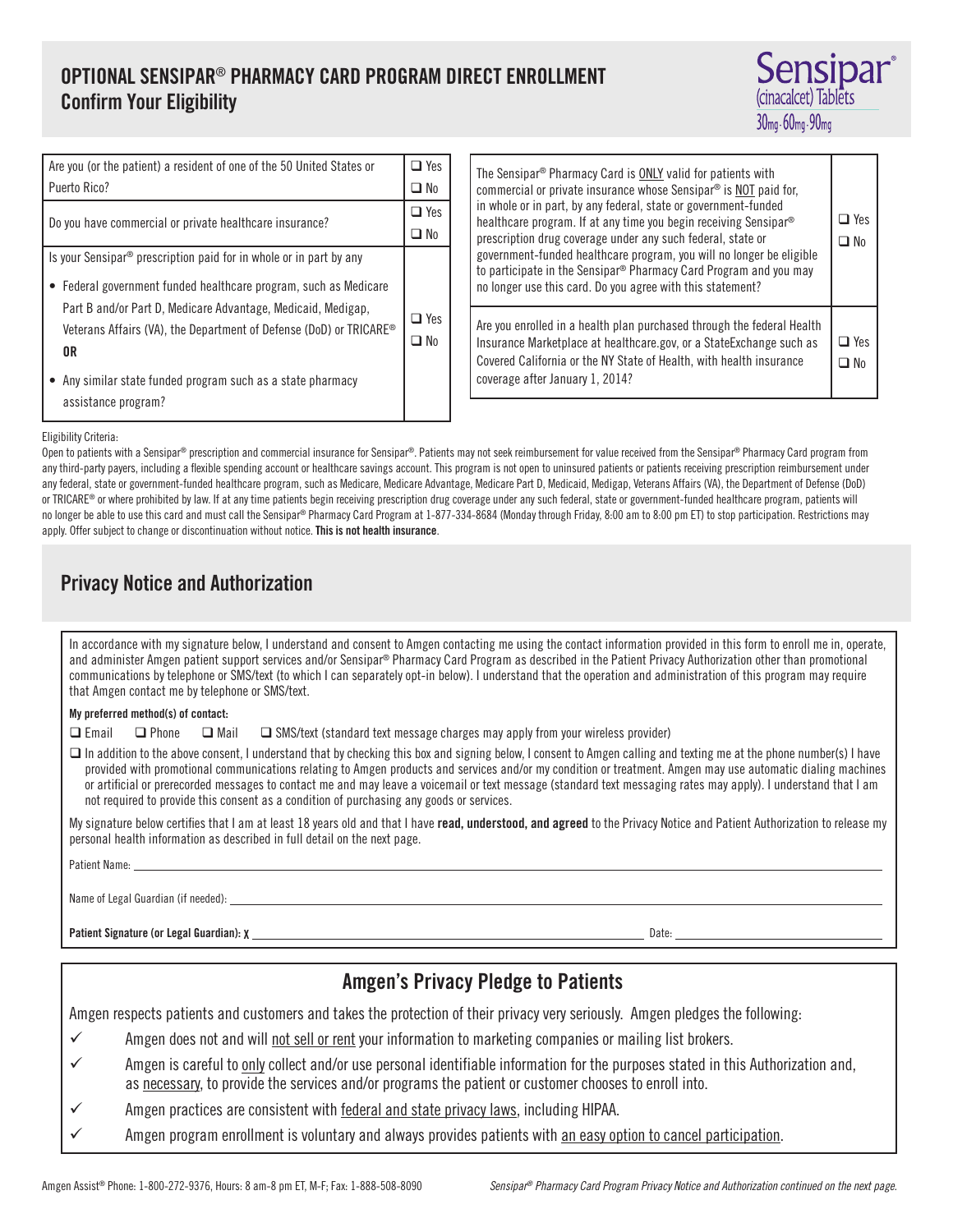# OPTIONAL SENSIPAR® PHARMACY CARD PROGRAM DIRECT ENROLLMENT

## Confirm Your Eligibility

Sensipar® (cinacalcet) Tablets 30mg · 60mg · 90mg

| Question | Answer |
|---|---|
| Are you (or the patient) a resident of one of the 50 United States or Puerto Rico? | ☐ Yes ☐ No |
| Do you have commercial or private healthcare insurance? | ☐ Yes ☐ No |
| Is your Sensipar® prescription paid for in whole or in part by any<br>• Federal government funded healthcare program, such as Medicare Part B and/or Part D, Medicare Advantage, Medicaid, Medigap, Veterans Affairs (VA), the Department of Defense (DoD) or TRICARE®<br>**OR**<br>• Any similar state funded program such as a state pharmacy assistance program? | ☐ Yes ☐ No |
| The Sensipar® Pharmacy Card is ONLY valid for patients with commercial or private insurance whose Sensipar® is NOT paid for, in whole or in part, by any federal, state or government-funded healthcare program. If at any time you begin receiving Sensipar® prescription drug coverage under any such federal, state or government-funded healthcare program, you will no longer be eligible to participate in the Sensipar® Pharmacy Card Program and you may no longer use this card. Do you agree with this statement? | ☐ Yes ☐ No |
| Are you enrolled in a health plan purchased through the federal Health Insurance Marketplace at healthcare.gov, or a StateExchange such as Covered California or the NY State of Health, with health insurance coverage after January 1, 2014? | ☐ Yes ☐ No |

Eligibility Criteria:

Open to patients with a Sensipar® prescription and commercial insurance for Sensipar®. Patients may not seek reimbursement for value received from the Sensipar® Pharmacy Card program from any third-party payers, including a flexible spending account or healthcare savings account. This program is not open to uninsured patients or patients receiving prescription reimbursement under any federal, state or government-funded healthcare program, such as Medicare, Medicare Advantage, Medicare Part D, Medicaid, Medigap, Veterans Affairs (VA), the Department of Defense (DoD) or TRICARE® or where prohibited by law. If at any time patients begin receiving prescription drug coverage under any such federal, state or government-funded healthcare program, patients will no longer be able to use this card and must call the Sensipar® Pharmacy Card Program at 1-877-334-8684 (Monday through Friday, 8:00 am to 8:00 pm ET) to stop participation. Restrictions may apply. Offer subject to change or discontinuation without notice. **This is not health insurance**.

## Privacy Notice and Authorization

In accordance with my signature below, I understand and consent to Amgen contacting me using the contact information provided in this form to enroll me in, operate, and administer Amgen patient support services and/or Sensipar® Pharmacy Card Program as described in the Patient Privacy Authorization other than promotional communications by telephone or SMS/text (to which I can separately opt-in below). I understand that the operation and administration of this program may require that Amgen contact me by telephone or SMS/text.

**My preferred method(s) of contact:**

☐ Email ☐ Phone ☐ Mail ☐ SMS/text (standard text message charges may apply from your wireless provider)

☐ In addition to the above consent, I understand that by checking this box and signing below, I consent to Amgen calling and texting me at the phone number(s) I have provided with promotional communications relating to Amgen products and services and/or my condition or treatment. Amgen may use automatic dialing machines or artificial or prerecorded messages to contact me and may leave a voicemail or text message (standard text messaging rates may apply). I understand that I am not required to provide this consent as a condition of purchasing any goods or services.

My signature below certifies that I am at least 18 years old and that I have **read, understood, and agreed** to the Privacy Notice and Patient Authorization to release my personal health information as described in full detail on the next page.

Patient Name: ______________________________

Name of Legal Guardian (if needed): ______________________________

**Patient Signature (or Legal Guardian): X** ______________________________ Date: ______________

## Amgen's Privacy Pledge to Patients

Amgen respects patients and customers and takes the protection of their privacy very seriously. Amgen pledges the following:

- ✓ Amgen does not and will not sell or rent your information to marketing companies or mailing list brokers.
- ✓ Amgen is careful to only collect and/or use personal identifiable information for the purposes stated in this Authorization and, as necessary, to provide the services and/or programs the patient or customer chooses to enroll into.
- ✓ Amgen practices are consistent with federal and state privacy laws, including HIPAA.
- ✓ Amgen program enrollment is voluntary and always provides patients with an easy option to cancel participation.

Amgen Assist® Phone: 1-800-272-9376, Hours: 8 am-8 pm ET, M-F; Fax: 1-888-508-8090

*Sensipar® Pharmacy Card Program Privacy Notice and Authorization continued on the next page.*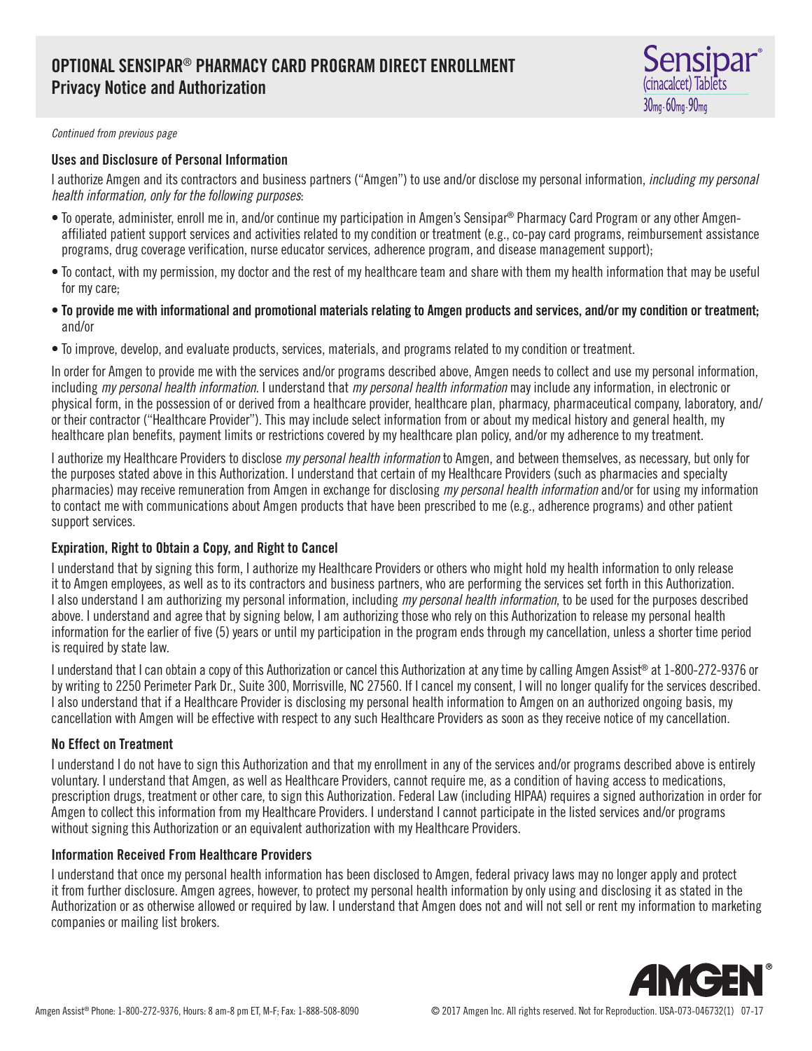# OPTIONAL SENSIPAR® PHARMACY CARD PROGRAM DIRECT ENROLLMENT
## Privacy Notice and Authorization

*Continued from previous page*

### Uses and Disclosure of Personal Information

I authorize Amgen and its contractors and business partners ("Amgen") to use and/or disclose my personal information, *including my personal health information, only for the following purposes*:

- To operate, administer, enroll me in, and/or continue my participation in Amgen's Sensipar® Pharmacy Card Program or any other Amgen-affiliated patient support services and activities related to my condition or treatment (e.g., co-pay card programs, reimbursement assistance programs, drug coverage verification, nurse educator services, adherence program, and disease management support);
- To contact, with my permission, my doctor and the rest of my healthcare team and share with them my health information that may be useful for my care;
- **To provide me with informational and promotional materials relating to Amgen products and services, and/or my condition or treatment;** and/or
- To improve, develop, and evaluate products, services, materials, and programs related to my condition or treatment.

In order for Amgen to provide me with the services and/or programs described above, Amgen needs to collect and use my personal information, including *my personal health information*. I understand that *my personal health information* may include any information, in electronic or physical form, in the possession of or derived from a healthcare provider, healthcare plan, pharmacy, pharmaceutical company, laboratory, and/or their contractor ("Healthcare Provider"). This may include select information from or about my medical history and general health, my healthcare plan benefits, payment limits or restrictions covered by my healthcare plan policy, and/or my adherence to my treatment.

I authorize my Healthcare Providers to disclose *my personal health information* to Amgen, and between themselves, as necessary, but only for the purposes stated above in this Authorization. I understand that certain of my Healthcare Providers (such as pharmacies and specialty pharmacies) may receive remuneration from Amgen in exchange for disclosing *my personal health information* and/or for using my information to contact me with communications about Amgen products that have been prescribed to me (e.g., adherence programs) and other patient support services.

### Expiration, Right to Obtain a Copy, and Right to Cancel

I understand that by signing this form, I authorize my Healthcare Providers or others who might hold my health information to only release it to Amgen employees, as well as to its contractors and business partners, who are performing the services set forth in this Authorization. I also understand I am authorizing my personal information, including *my personal health information*, to be used for the purposes described above. I understand and agree that by signing below, I am authorizing those who rely on this Authorization to release my personal health information for the earlier of five (5) years or until my participation in the program ends through my cancellation, unless a shorter time period is required by state law.

I understand that I can obtain a copy of this Authorization or cancel this Authorization at any time by calling Amgen Assist® at 1-800-272-9376 or by writing to 2250 Perimeter Park Dr., Suite 300, Morrisville, NC 27560. If I cancel my consent, I will no longer qualify for the services described. I also understand that if a Healthcare Provider is disclosing my personal health information to Amgen on an authorized ongoing basis, my cancellation with Amgen will be effective with respect to any such Healthcare Providers as soon as they receive notice of my cancellation.

### No Effect on Treatment

I understand I do not have to sign this Authorization and that my enrollment in any of the services and/or programs described above is entirely voluntary. I understand that Amgen, as well as Healthcare Providers, cannot require me, as a condition of having access to medications, prescription drugs, treatment or other care, to sign this Authorization. Federal Law (including HIPAA) requires a signed authorization in order for Amgen to collect this information from my Healthcare Providers. I understand I cannot participate in the listed services and/or programs without signing this Authorization or an equivalent authorization with my Healthcare Providers.

### Information Received From Healthcare Providers

I understand that once my personal health information has been disclosed to Amgen, federal privacy laws may no longer apply and protect it from further disclosure. Amgen agrees, however, to protect my personal health information by only using and disclosing it as stated in the Authorization or as otherwise allowed or required by law. I understand that Amgen does not and will not sell or rent my information to marketing companies or mailing list brokers.

Amgen Assist® Phone: 1-800-272-9376, Hours: 8 am-8 pm ET, M-F; Fax: 1-888-508-8090

© 2017 Amgen Inc. All rights reserved. Not for Reproduction. USA-073-046732(1) 07-17